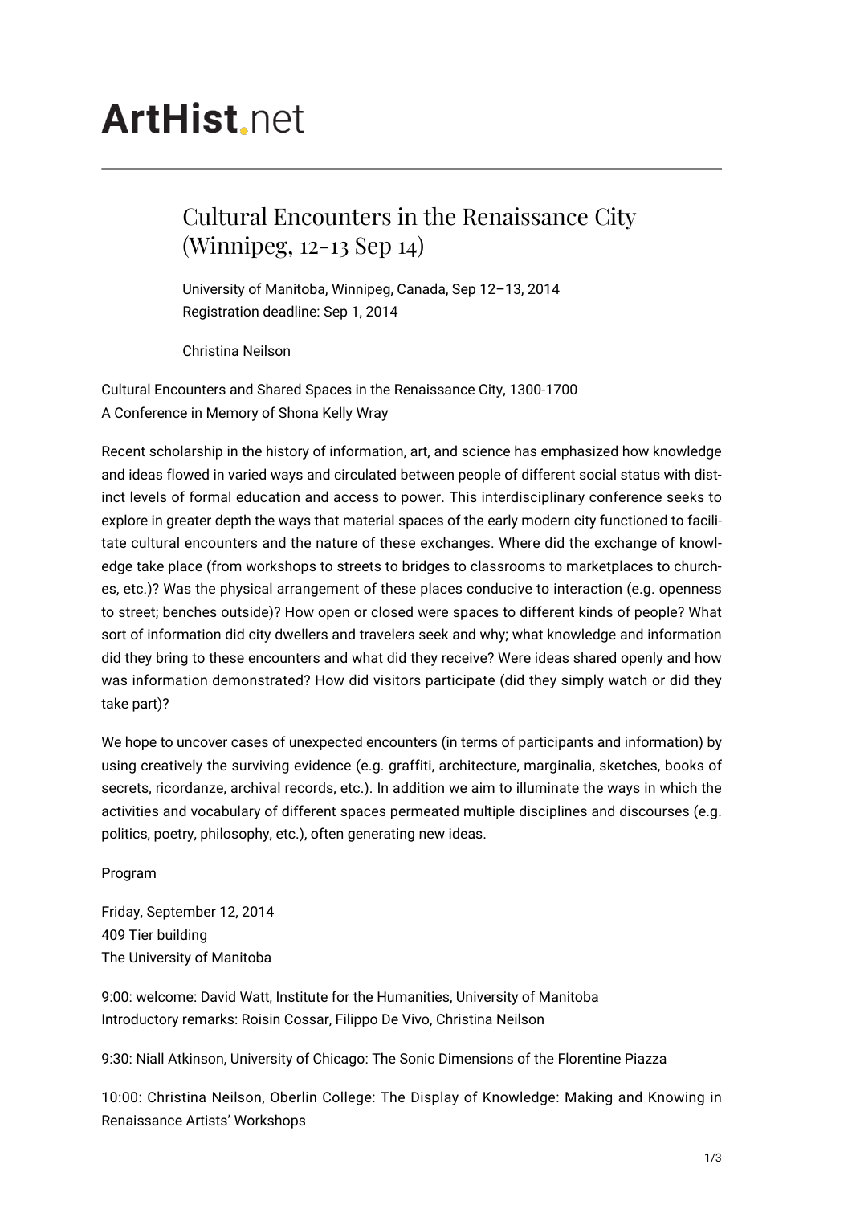# ArtHist.net

## Cultural Encounters in the Renaissance City (Winnipeg, 12-13 Sep 14)

University of Manitoba, Winnipeg, Canada, Sep 12–13, 2014
Registration deadline: Sep 1, 2014

Christina Neilson

Cultural Encounters and Shared Spaces in the Renaissance City, 1300-1700
A Conference in Memory of Shona Kelly Wray

Recent scholarship in the history of information, art, and science has emphasized how knowledge and ideas flowed in varied ways and circulated between people of different social status with distinct levels of formal education and access to power. This interdisciplinary conference seeks to explore in greater depth the ways that material spaces of the early modern city functioned to facilitate cultural encounters and the nature of these exchanges. Where did the exchange of knowledge take place (from workshops to streets to bridges to classrooms to marketplaces to churches, etc.)? Was the physical arrangement of these places conducive to interaction (e.g. openness to street; benches outside)? How open or closed were spaces to different kinds of people? What sort of information did city dwellers and travelers seek and why; what knowledge and information did they bring to these encounters and what did they receive? Were ideas shared openly and how was information demonstrated? How did visitors participate (did they simply watch or did they take part)?

We hope to uncover cases of unexpected encounters (in terms of participants and information) by using creatively the surviving evidence (e.g. graffiti, architecture, marginalia, sketches, books of secrets, ricordanze, archival records, etc.). In addition we aim to illuminate the ways in which the activities and vocabulary of different spaces permeated multiple disciplines and discourses (e.g. politics, poetry, philosophy, etc.), often generating new ideas.

Program

Friday, September 12, 2014
409 Tier building
The University of Manitoba

9:00: welcome: David Watt, Institute for the Humanities, University of Manitoba
Introductory remarks: Roisin Cossar, Filippo De Vivo, Christina Neilson

9:30: Niall Atkinson, University of Chicago: The Sonic Dimensions of the Florentine Piazza

10:00: Christina Neilson, Oberlin College: The Display of Knowledge: Making and Knowing in Renaissance Artists' Workshops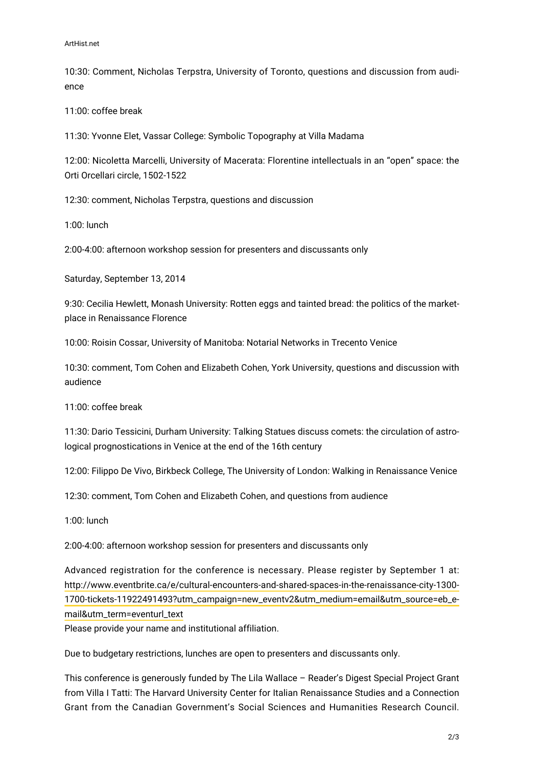10:30: Comment, Nicholas Terpstra, University of Toronto, questions and discussion from audience

11:00: coffee break

11:30: Yvonne Elet, Vassar College: Symbolic Topography at Villa Madama

12:00: Nicoletta Marcelli, University of Macerata: Florentine intellectuals in an "open" space: the Orti Orcellari circle, 1502-1522

12:30: comment, Nicholas Terpstra, questions and discussion

1:00: lunch

2:00-4:00: afternoon workshop session for presenters and discussants only

Saturday, September 13, 2014

9:30: Cecilia Hewlett, Monash University: Rotten eggs and tainted bread: the politics of the marketplace in Renaissance Florence

10:00: Roisin Cossar, University of Manitoba: Notarial Networks in Trecento Venice

10:30: comment, Tom Cohen and Elizabeth Cohen, York University, questions and discussion with audience

11:00: coffee break

11:30: Dario Tessicini, Durham University: Talking Statues discuss comets: the circulation of astrological prognostications in Venice at the end of the 16th century

12:00: Filippo De Vivo, Birkbeck College, The University of London: Walking in Renaissance Venice

12:30: comment, Tom Cohen and Elizabeth Cohen, and questions from audience

1:00: lunch

2:00-4:00: afternoon workshop session for presenters and discussants only

Advanced registration for the conference is necessary. Please register by September 1 at: http://www.eventbrite.ca/e/cultural-encounters-and-shared-spaces-in-the-renaissance-city-1300-1700-tickets-11922491493?utm_campaign=new_eventv2&utm_medium=email&utm_source=eb_email&utm_term=eventurl_text
Please provide your name and institutional affiliation.

Due to budgetary restrictions, lunches are open to presenters and discussants only.

This conference is generously funded by The Lila Wallace – Reader's Digest Special Project Grant from Villa I Tatti: The Harvard University Center for Italian Renaissance Studies and a Connection Grant from the Canadian Government's Social Sciences and Humanities Research Council.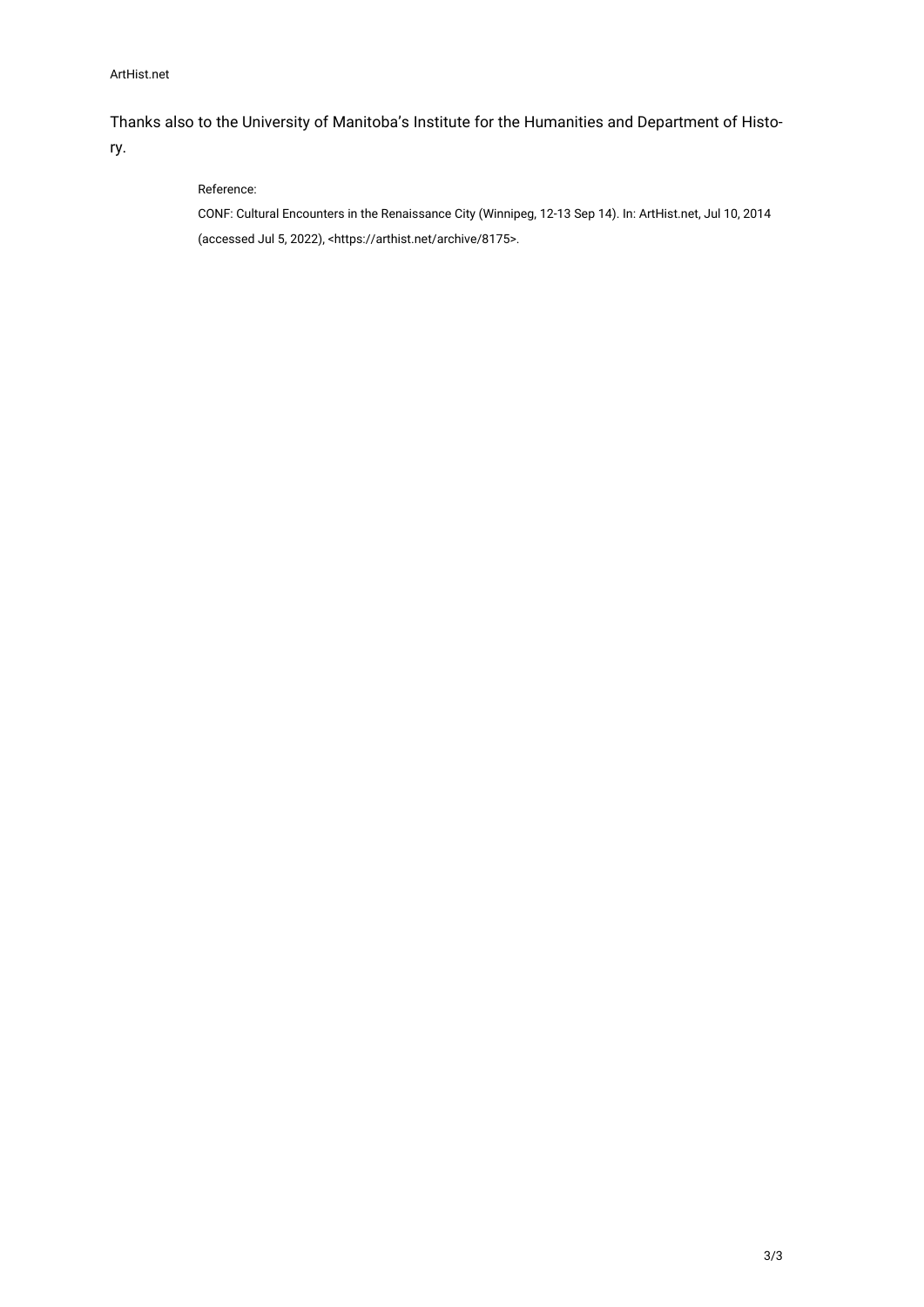Thanks also to the University of Manitoba's Institute for the Humanities and Department of History.

Reference:

CONF: Cultural Encounters in the Renaissance City (Winnipeg, 12-13 Sep 14). In: ArtHist.net, Jul 10, 2014 (accessed Jul 5, 2022), <https://arthist.net/archive/8175>.